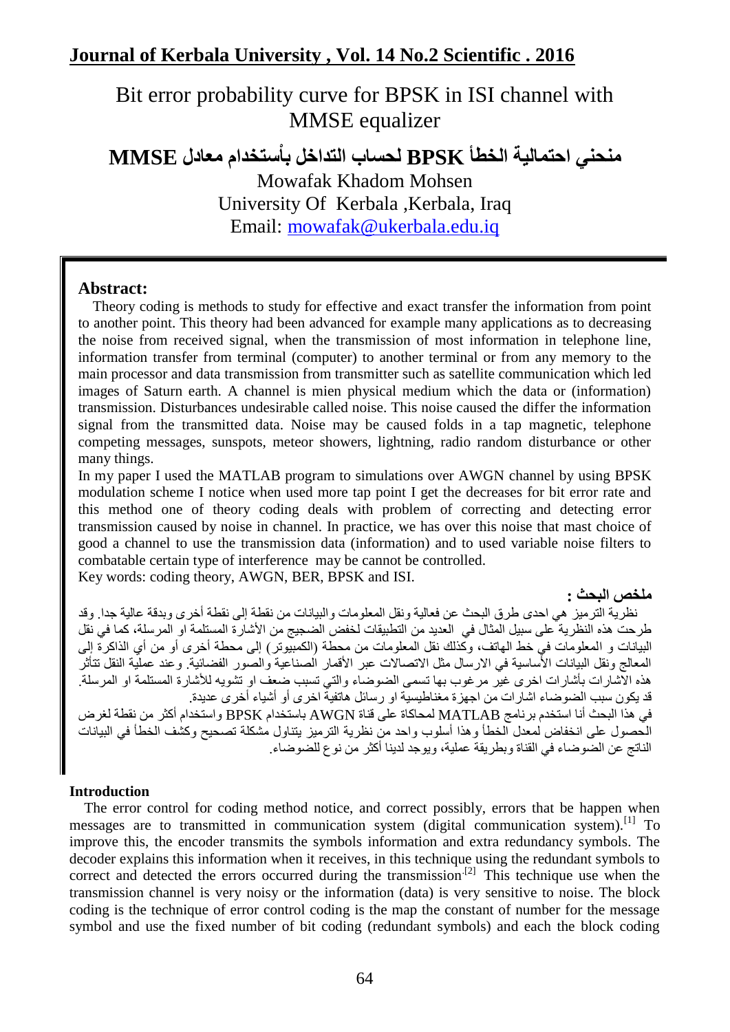# Bit error probability curve for BPSK in ISI channel with MMSE equalizer

## منحني احتمالية الخطأ BPSK لحساب التداخل بأستخدام معادل MMSE

Mowafak Khadom Mohsen
University Of Kerbala ,Kerbala, Iraq
Email: mowafak@ukerbala.edu.iq

### Abstract:

Theory coding is methods to study for effective and exact transfer the information from point to another point. This theory had been advanced for example many applications as to decreasing the noise from received signal, when the transmission of most information in telephone line, information transfer from terminal (computer) to another terminal or from any memory to the main processor and data transmission from transmitter such as satellite communication which led images of Saturn earth. A channel is mien physical medium which the data or (information) transmission. Disturbances undesirable called noise. This noise caused the differ the information signal from the transmitted data. Noise may be caused folds in a tap magnetic, telephone competing messages, sunspots, meteor showers, lightning, radio random disturbance or other many things.

In my paper I used the MATLAB program to simulations over AWGN channel by using BPSK modulation scheme I notice when used more tap point I get the decreases for bit error rate and this method one of theory coding deals with problem of correcting and detecting error transmission caused by noise in channel. In practice, we has over this noise that mast choice of good a channel to use the transmission data (information) and to used variable noise filters to combatable certain type of interference may be cannot be controlled.

Key words: coding theory, AWGN, BER, BPSK and ISI.

### ملخص البحث :

نظرية الترميز هي احدى طرق البحث عن فعالية ونقل المعلومات والبيانات من نقطة إلى نقطة أخرى وبدقة عالية جدا. وقد طرحت هذه النظرية على سبيل المثال في العديد من التطبيقات لخفض الضجيج من الأشارة المستلمة او المرسلة، كما في نقل البيانات و المعلومات في خط الهاتف، وكذلك نقل المعلومات من محطة (الكمبيوتر) إلى محطة أخرى أو من أي الذاكرة إلى المعالج ونقل البيانات الأساسية في الارسال مثل الاتصالات عبر الأقمار الصناعية والصور الفضائية. وعند عملية النقل تتأثر هذه الاشارات بأشارات اخرى غير مرغوب بها تسمى الضوضاء والتي تسبب ضعف او تشويه للأشارة المستلمة او المرسلة. قد يكون سبب الضوضاء اشارات من اجهزة مغناطيسية او رسائل هاتفية اخرى أو أشياء أخرى عديدة.

في هذا البحث أنا استخدم برنامج MATLAB لمحاكاة على قناة AWGN باستخدام BPSK واستخدام أكثر من نقطة لغرض الحصول على انخفاض لمعدل الخطأ وهذا أسلوب واحد من نظرية الترميز يتناول مشكلة تصحيح وكشف الخطأ في البيانات الناتج عن الضوضاء في القناة وبطريقة عملية، ويوجد لدينا أكثر من نوع للضوضاء.

### Introduction

The error control for coding method notice, and correct possibly, errors that be happen when messages are to transmitted in communication system (digital communication system).[1] To improve this, the encoder transmits the symbols information and extra redundancy symbols. The decoder explains this information when it receives, in this technique using the redundant symbols to correct and detected the errors occurred during the transmission[2] This technique use when the transmission channel is very noisy or the information (data) is very sensitive to noise. The block coding is the technique of error control coding is the map the constant of number for the message symbol and use the fixed number of bit coding (redundant symbols) and each the block coding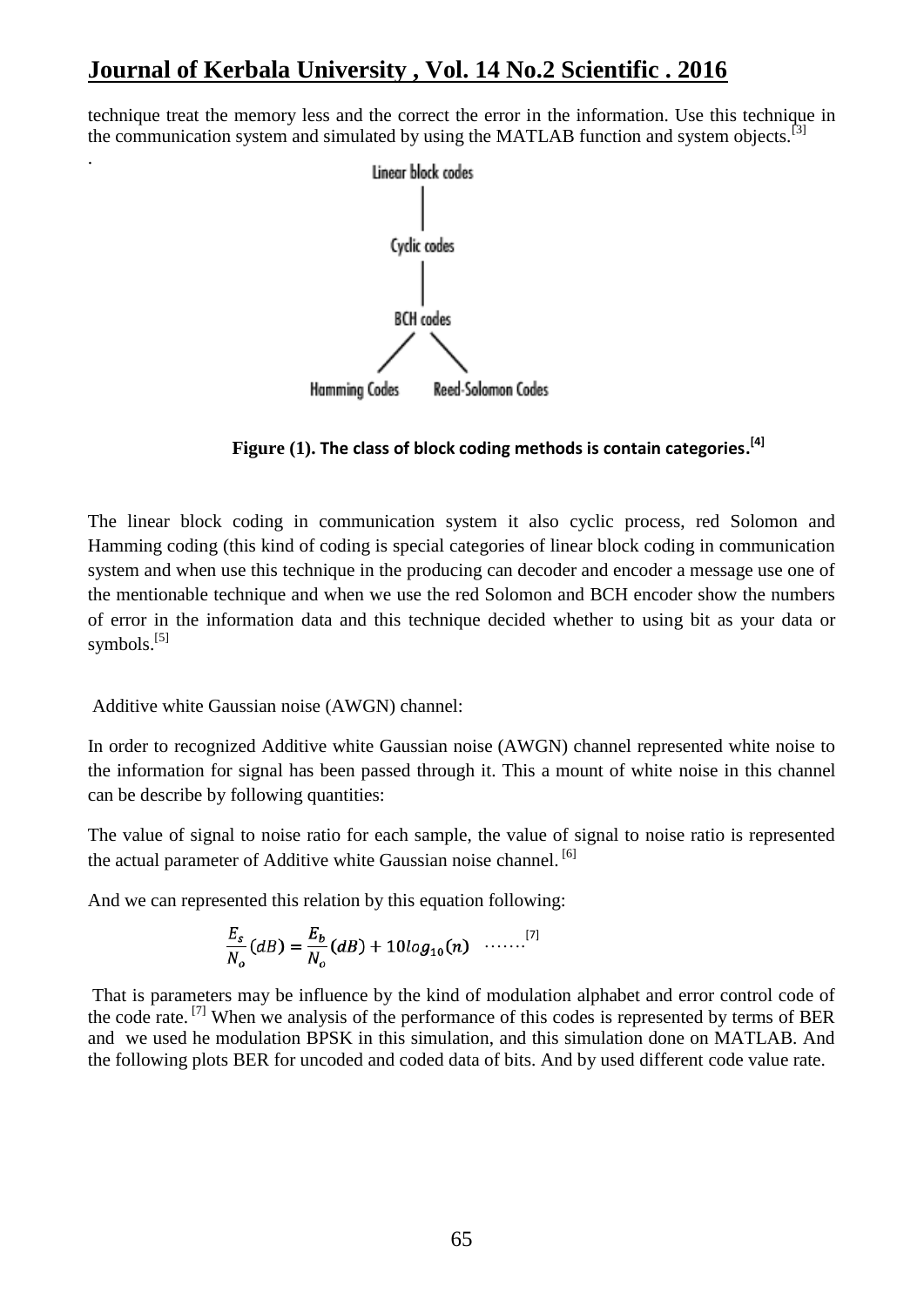technique treat the memory less and the correct the error in the information. Use this technique in the communication system and simulated by using the MATLAB function and system objects.[3]

.

Linear block codes

Cyclic codes

BCH codes

Hamming Codes    Reed-Solomon Codes

**Figure (1). The class of block coding methods is contain categories.[4]**

The linear block coding in communication system it also cyclic process, red Solomon and Hamming coding (this kind of coding is special categories of linear block coding in communication system and when use this technique in the producing can decoder and encoder a message use one of the mentionable technique and when we use the red Solomon and BCH encoder show the numbers of error in the information data and this technique decided whether to using bit as your data or symbols.[5]

Additive white Gaussian noise (AWGN) channel:

In order to recognized Additive white Gaussian noise (AWGN) channel represented white noise to the information for signal has been passed through it. This a mount of white noise in this channel can be describe by following quantities:

The value of signal to noise ratio for each sample, the value of signal to noise ratio is represented the actual parameter of Additive white Gaussian noise channel. [6]

And we can represented this relation by this equation following:

$$\frac{E_s}{N_o}(dB) = \frac{E_b}{N_o}(dB) + 10log_{10}(n) \quad \ldots\ldots [7]$$

That is parameters may be influence by the kind of modulation alphabet and error control code of the code rate. [7] When we analysis of the performance of this codes is represented by terms of BER and we used he modulation BPSK in this simulation, and this simulation done on MATLAB. And the following plots BER for uncoded and coded data of bits. And by used different code value rate.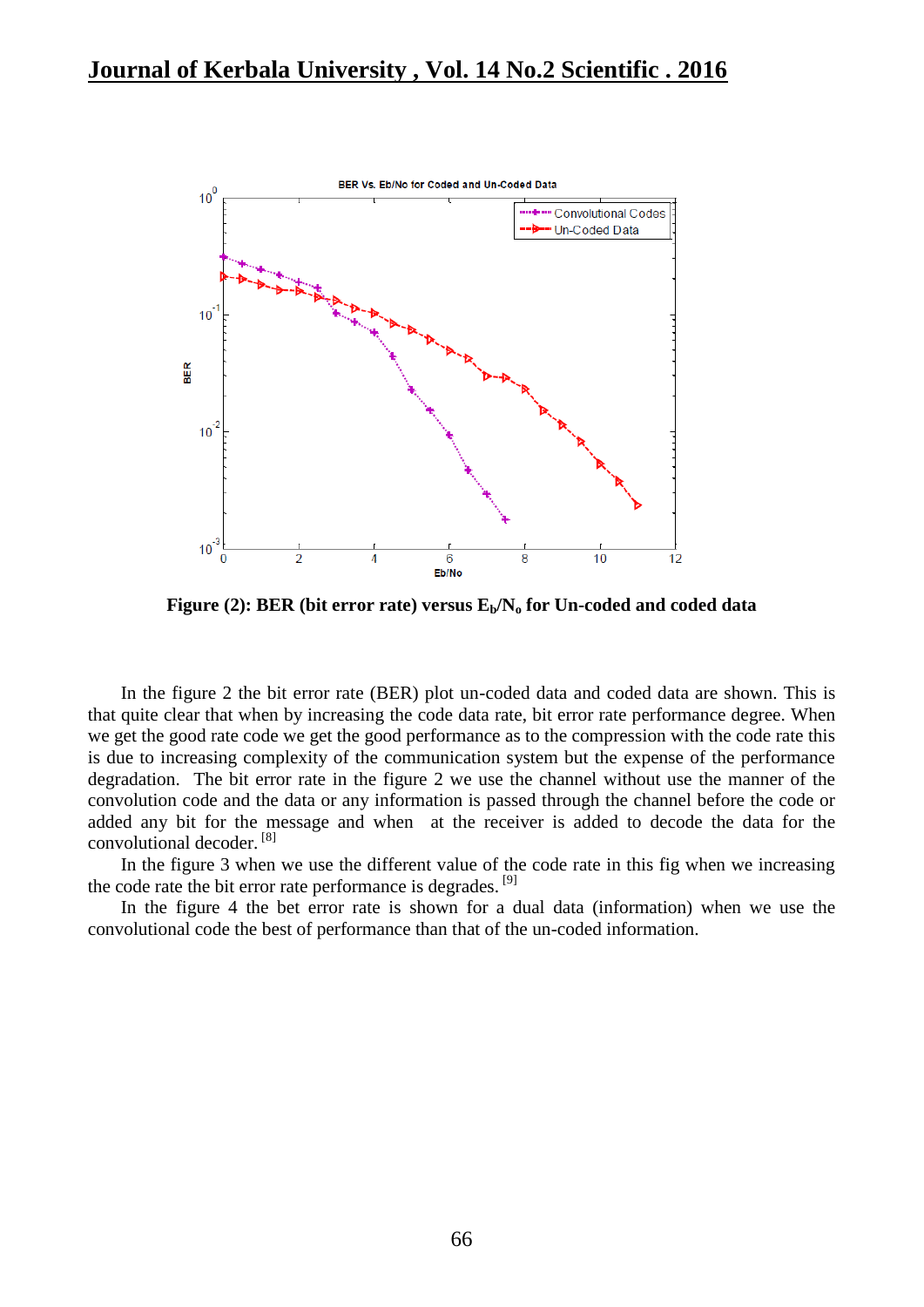**Figure (2): BER (bit error rate) versus $E_b/N_o$ for Un-coded and coded data**

In the figure 2 the bit error rate (BER) plot un-coded data and coded data are shown. This is that quite clear that when by increasing the code data rate, bit error rate performance degree. When we get the good rate code we get the good performance as to the compression with the code rate this is due to increasing complexity of the communication system but the expense of the performance degradation. The bit error rate in the figure 2 we use the channel without use the manner of the convolution code and the data or any information is passed through the channel before the code or added any bit for the message and when at the receiver is added to decode the data for the convolutional decoder. [8]

In the figure 3 when we use the different value of the code rate in this fig when we increasing the code rate the bit error rate performance is degrades. [9]

In the figure 4 the bet error rate is shown for a dual data (information) when we use the convolutional code the best of performance than that of the un-coded information.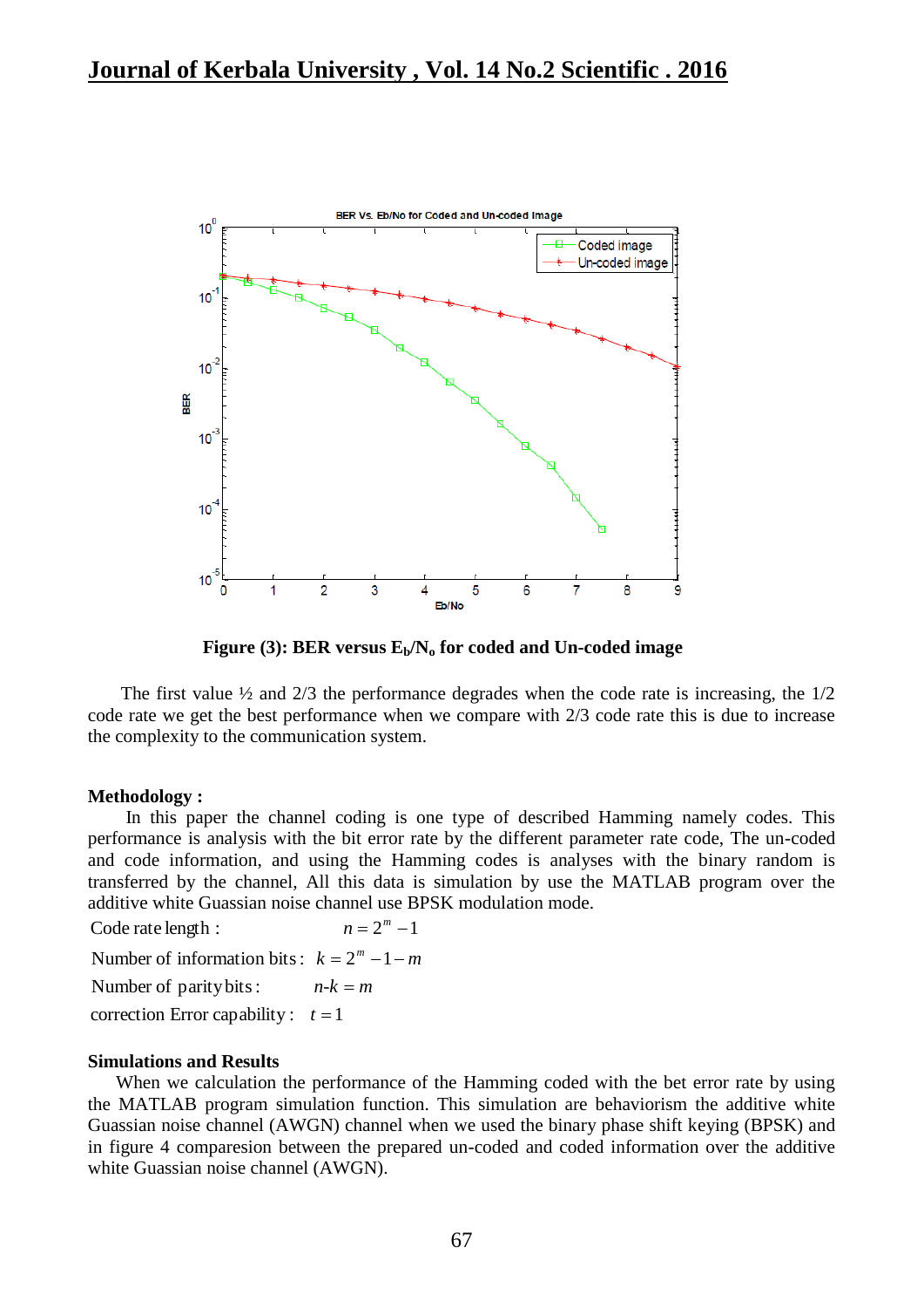**Figure (3): BER versus $E_b/N_o$ for coded and Un-coded image**

The first value ½ and 2/3 the performance degrades when the code rate is increasing, the 1/2 code rate we get the best performance when we compare with 2/3 code rate this is due to increase the complexity to the communication system.

**Methodology :**

In this paper the channel coding is one type of described Hamming namely codes. This performance is analysis with the bit error rate by the different parameter rate code, The un-coded and code information, and using the Hamming codes is analyses with the binary random is transferred by the channel, All this data is simulation by use the MATLAB program over the additive white Guassian noise channel use BPSK modulation mode.

Code rate length : $n = 2^m - 1$

Number of information bits : $k = 2^m - 1 - m$

Number of parity bits : $n\text{-}k = m$

correction Error capability : $t = 1$

**Simulations and Results**

When we calculation the performance of the Hamming coded with the bet error rate by using the MATLAB program simulation function. This simulation are behaviorism the additive white Guassian noise channel (AWGN) channel when we used the binary phase shift keying (BPSK) and in figure 4 comparesion between the prepared un-coded and coded information over the additive white Guassian noise channel (AWGN).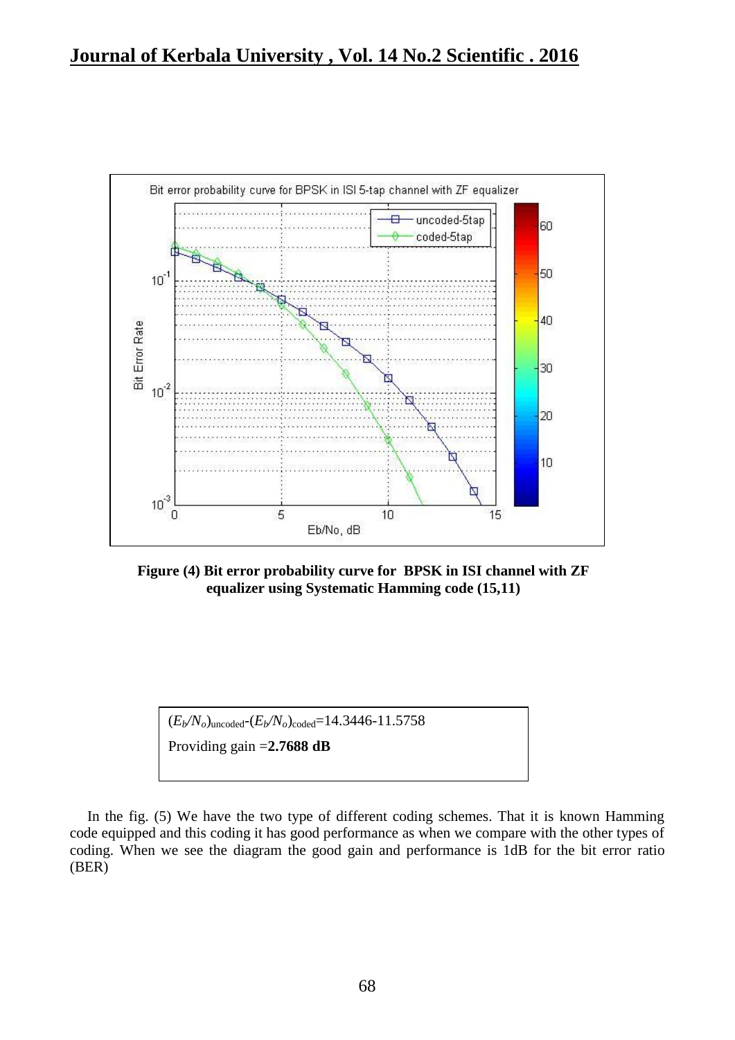**Figure (4) Bit error probability curve for BPSK in ISI channel with ZF equalizer using Systematic Hamming code (15,11)**

$(E_b/N_o)_{uncoded}$-$(E_b/N_o)_{coded}$=14.3446-11.5758

Providing gain =**2.7688 dB**

In the fig. (5) We have the two type of different coding schemes. That it is known Hamming code equipped and this coding it has good performance as when we compare with the other types of coding. When we see the diagram the good gain and performance is 1dB for the bit error ratio (BER)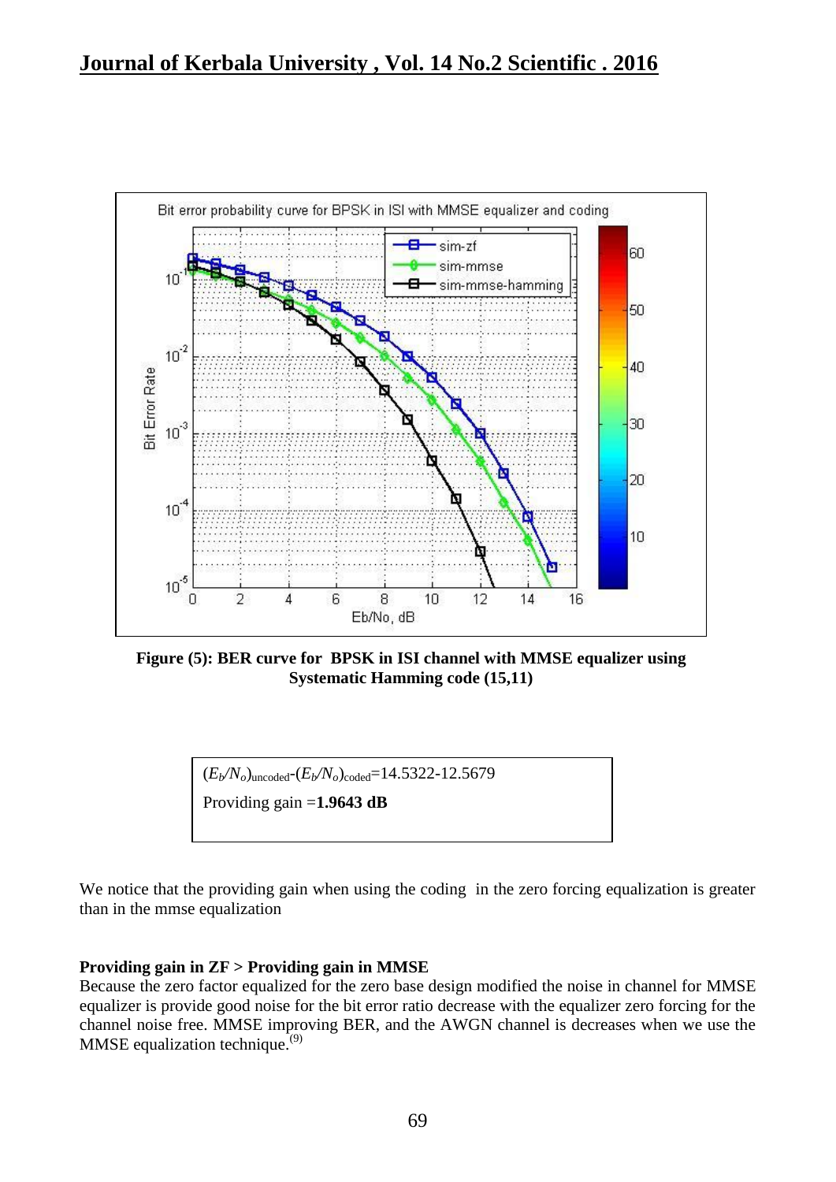Figure (5): BER curve for BPSK in ISI channel with MMSE equalizer using Systematic Hamming code (15,11)

$(E_b/N_o)_{uncoded}$-$(E_b/N_o)_{coded}$=14.5322-12.5679

Providing gain =**1.9643 dB**

We notice that the providing gain when using the coding in the zero forcing equalization is greater than in the mmse equalization

**Providing gain in ZF > Providing gain in MMSE**

Because the zero factor equalized for the zero base design modified the noise in channel for MMSE equalizer is provide good noise for the bit error ratio decrease with the equalizer zero forcing for the channel noise free. MMSE improving BER, and the AWGN channel is decreases when we use the MMSE equalization technique.[9]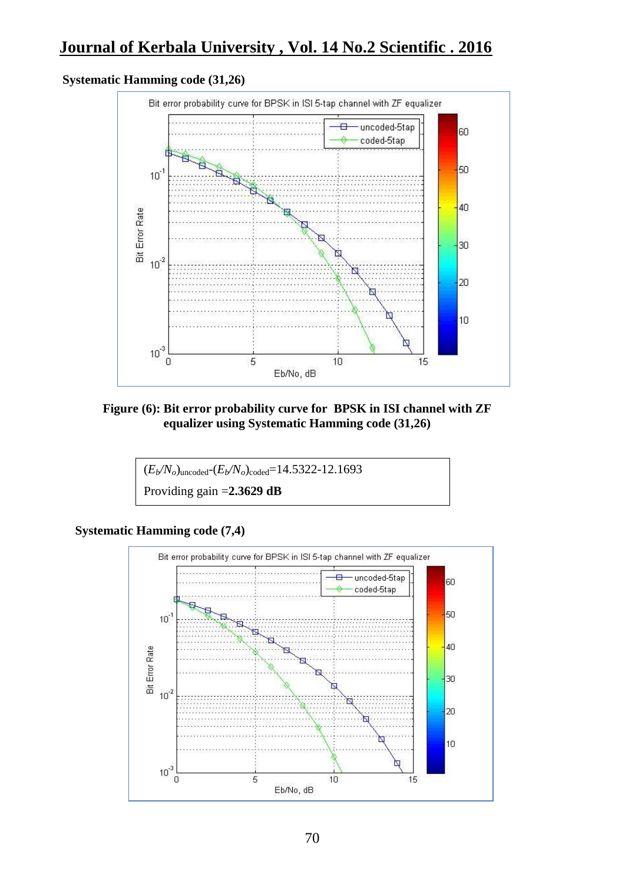**Systematic Hamming code (31,26)**

**Figure (6): Bit error probability curve for BPSK in ISI channel with ZF equalizer using Systematic Hamming code (31,26)**

$(E_b/N_o)_{\text{uncoded}}-(E_b/N_o)_{\text{coded}}=14.5322-12.1693$

Providing gain =**2.3629 dB**

**Systematic Hamming code (7,4)**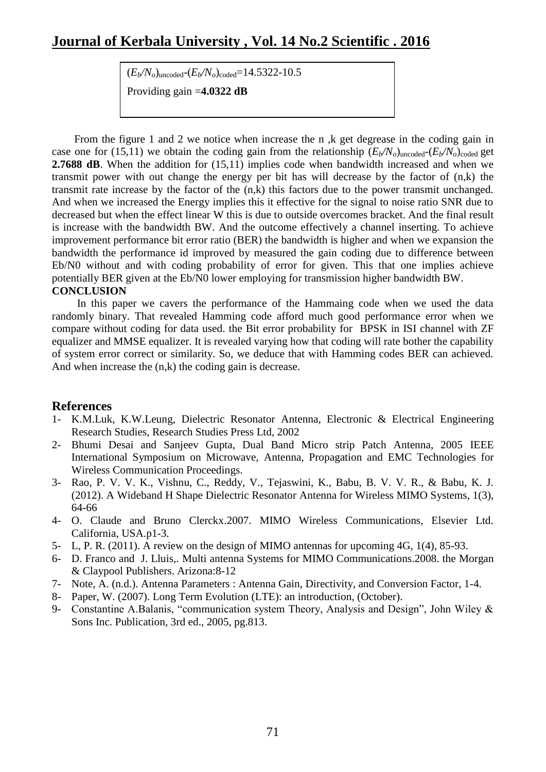$(E_b/N_o)_{\text{uncoded}}$-$(E_b/N_o)_{\text{coded}}$=14.5322-10.5

Providing gain =**4.0322 dB**

From the figure 1 and 2 we notice when increase the n ,k get degrease in the coding gain in case one for (15,11) we obtain the coding gain from the relationship $(E_b/N_o)_{\text{uncoded}}$-$(E_b/N_o)_{\text{coded}}$ get **2.7688 dB**. When the addition for (15,11) implies code when bandwidth increased and when we transmit power with out change the energy per bit has will decrease by the factor of (n,k) the transmit rate increase by the factor of the (n,k) this factors due to the power transmit unchanged. And when we increased the Energy implies this it effective for the signal to noise ratio SNR due to decreased but when the effect linear W this is due to outside overcomes bracket. And the final result is increase with the bandwidth BW. And the outcome effectively a channel inserting. To achieve improvement performance bit error ratio (BER) the bandwidth is higher and when we expansion the bandwidth the performance id improved by measured the gain coding due to difference between Eb/N0 without and with coding probability of error for given. This that one implies achieve potentially BER given at the Eb/N0 lower employing for transmission higher bandwidth BW.

**CONCLUSION**

In this paper we cavers the performance of the Hammaing code when we used the data randomly binary. That revealed Hamming code afford much good performance error when we compare without coding for data used. the Bit error probability for BPSK in ISI channel with ZF equalizer and MMSE equalizer. It is revealed varying how that coding will rate bother the capability of system error correct or similarity. So, we deduce that with Hamming codes BER can achieved. And when increase the (n,k) the coding gain is decrease.

## References

1- K.M.Luk, K.W.Leung, Dielectric Resonator Antenna, Electronic & Electrical Engineering Research Studies, Research Studies Press Ltd, 2002

2- Bhumi Desai and Sanjeev Gupta, Dual Band Micro strip Patch Antenna, 2005 IEEE International Symposium on Microwave, Antenna, Propagation and EMC Technologies for Wireless Communication Proceedings.

3- Rao, P. V. V. K., Vishnu, C., Reddy, V., Tejaswini, K., Babu, B. V. V. R., & Babu, K. J. (2012). A Wideband H Shape Dielectric Resonator Antenna for Wireless MIMO Systems, 1(3), 64-66

4- O. Claude and Bruno Clerckx.2007. MIMO Wireless Communications, Elsevier Ltd. California, USA.p1-3.

5- L, P. R. (2011). A review on the design of MIMO antennas for upcoming 4G, 1(4), 85-93.

6- D. Franco and J. Lluis,. Multi antenna Systems for MIMO Communications.2008. the Morgan & Claypool Publishers. Arizona:8-12

7- Note, A. (n.d.). Antenna Parameters : Antenna Gain, Directivity, and Conversion Factor, 1-4.

8- Paper, W. (2007). Long Term Evolution (LTE): an introduction, (October).

9- Constantine A.Balanis, "communication system Theory, Analysis and Design", John Wiley & Sons Inc. Publication, 3rd ed., 2005, pg.813.